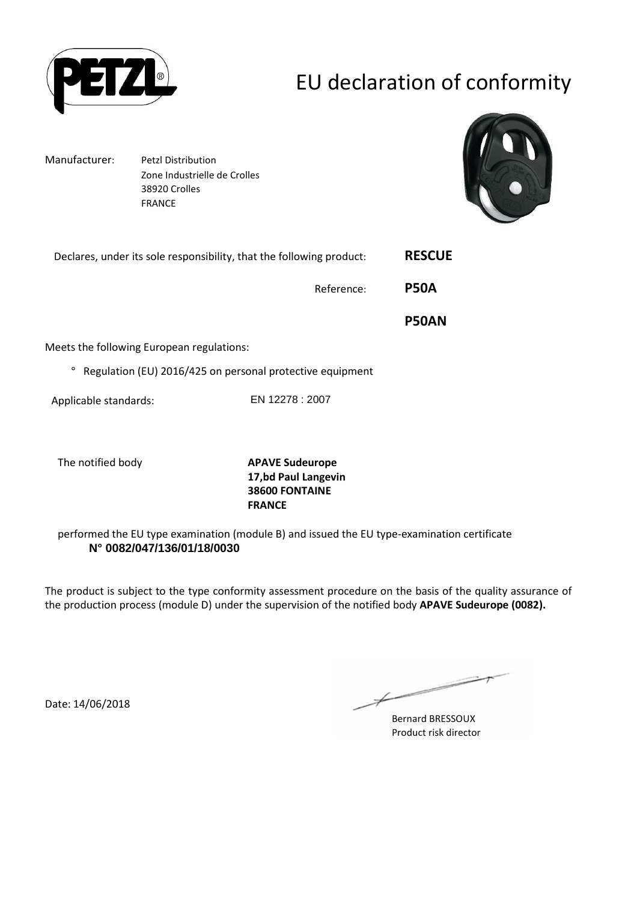# EU declaration of conformity

Manufacturer: Petzl Distribution
Zone Industrielle de Crolles
38920 Crolles
FRANCE

Declares, under its sole responsibility, that the following product: **RESCUE**

Reference: **P50A**

**P50AN**

Meets the following European regulations:

° Regulation (EU) 2016/425 on personal protective equipment

Applicable standards: EN 12278 : 2007

The notified body **APAVE Sudeurope**
**17,bd Paul Langevin**
**38600 FONTAINE**
**FRANCE**

performed the EU type examination (module B) and issued the EU type-examination certificate
**N° 0082/047/136/01/18/0030**

The product is subject to the type conformity assessment procedure on the basis of the quality assurance of the production process (module D) under the supervision of the notified body **APAVE Sudeurope (0082).**

Date: 14/06/2018

Bernard BRESSOUX
Product risk director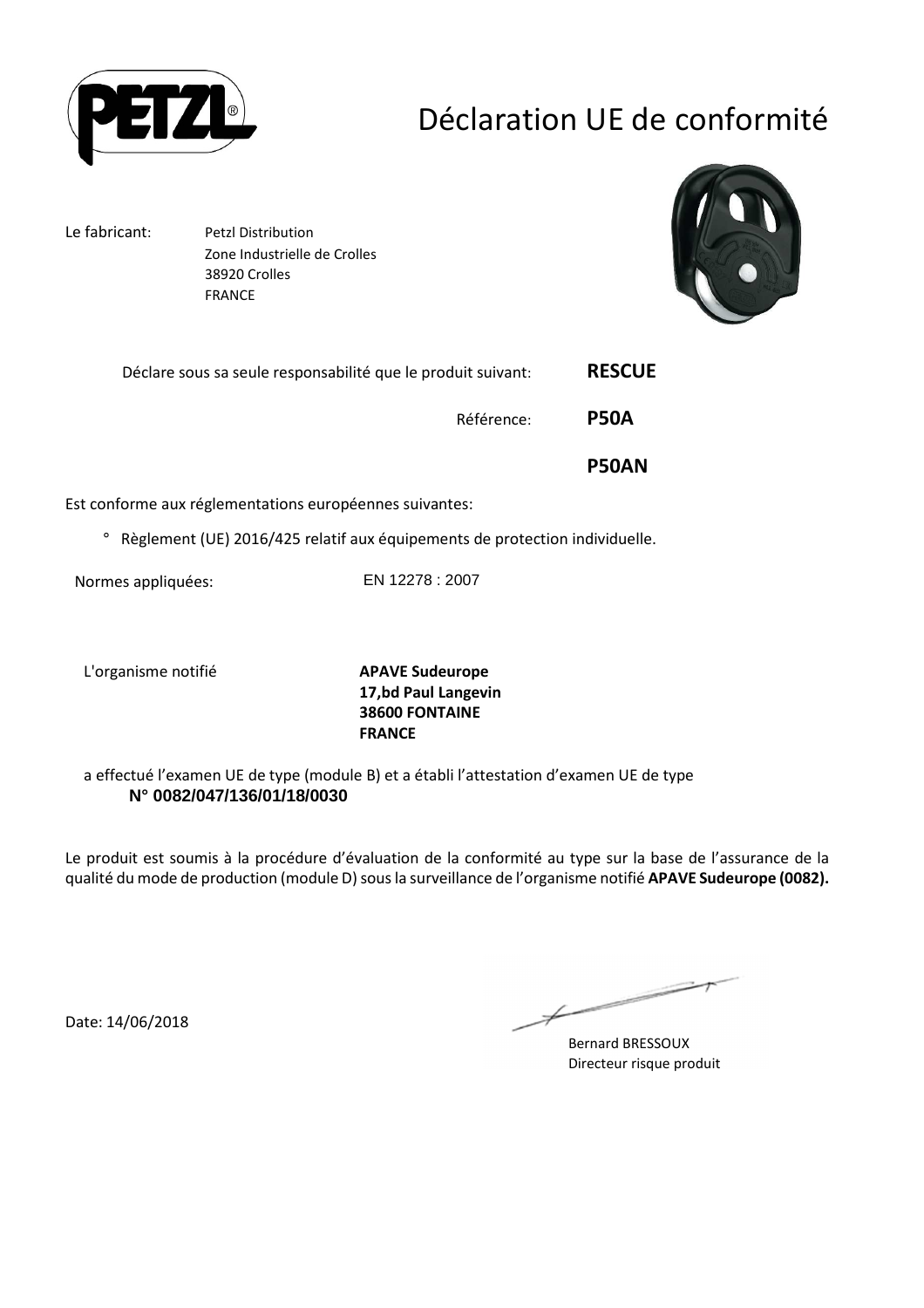# Déclaration UE de conformité

Le fabricant: Petzl Distribution
Zone Industrielle de Crolles
38920 Crolles
FRANCE

Déclare sous sa seule responsabilité que le produit suivant: **RESCUE**

Référence: **P50A**

**P50AN**

Est conforme aux réglementations européennes suivantes:

° Règlement (UE) 2016/425 relatif aux équipements de protection individuelle.

Normes appliquées: EN 12278 : 2007

L'organisme notifié **APAVE Sudeurope**
**17,bd Paul Langevin**
**38600 FONTAINE**
**FRANCE**

a effectué l'examen UE de type (module B) et a établi l'attestation d'examen UE de type
**N° 0082/047/136/01/18/0030**

Le produit est soumis à la procédure d'évaluation de la conformité au type sur la base de l'assurance de la qualité du mode de production (module D) sous la surveillance de l'organisme notifié **APAVE Sudeurope (0082).**

Date: 14/06/2018

Bernard BRESSOUX
Directeur risque produit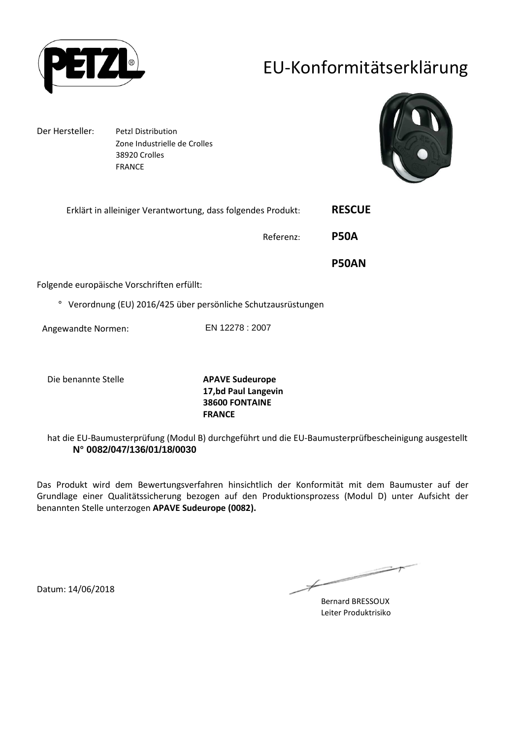# EU-Konformitätserklärung

Der Hersteller: Petzl Distribution
Zone Industrielle de Crolles
38920 Crolles
FRANCE

Erklärt in alleiniger Verantwortung, dass folgendes Produkt: **RESCUE**

Referenz: **P50A**

**P50AN**

Folgende europäische Vorschriften erfüllt:

° Verordnung (EU) 2016/425 über persönliche Schutzausrüstungen

Angewandte Normen: EN 12278 : 2007

Die benannte Stelle **APAVE Sudeurope**
**17,bd Paul Langevin**
**38600 FONTAINE**
**FRANCE**

hat die EU-Baumusterprüfung (Modul B) durchgeführt und die EU-Baumusterprüfbescheinigung ausgestellt
**N° 0082/047/136/01/18/0030**

Das Produkt wird dem Bewertungsverfahren hinsichtlich der Konformität mit dem Baumuster auf der Grundlage einer Qualitätssicherung bezogen auf den Produktionsprozess (Modul D) unter Aufsicht der benannten Stelle unterzogen **APAVE Sudeurope (0082).**

Datum: 14/06/2018

Bernard BRESSOUX
Leiter Produktrisiko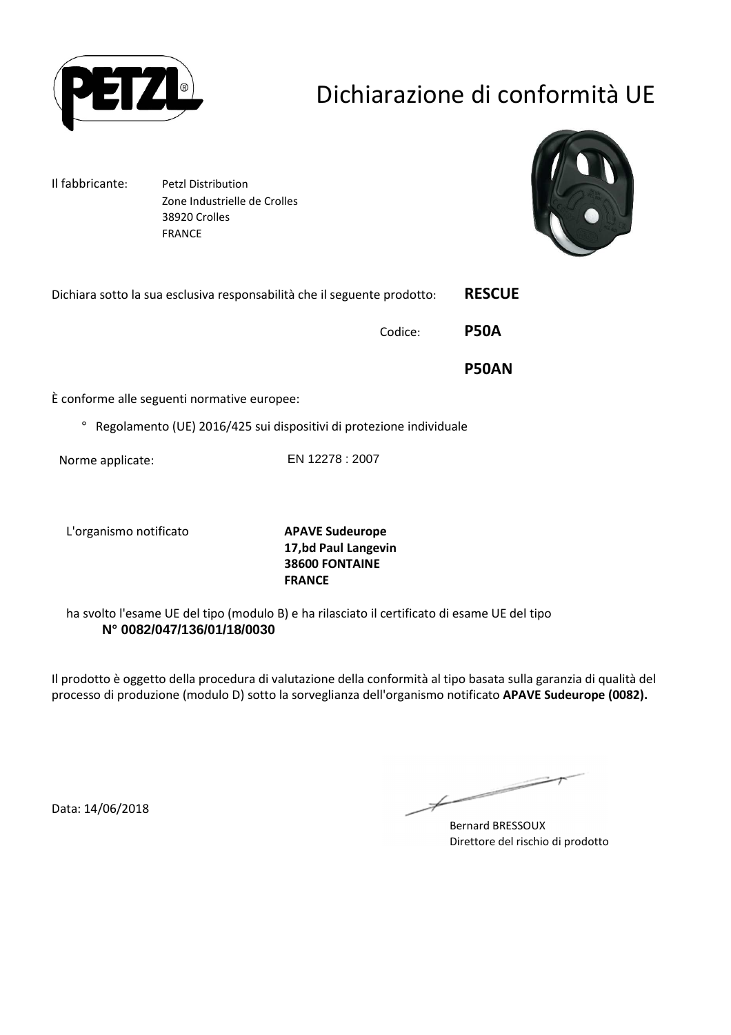# Dichiarazione di conformità UE

Il fabbricante: Petzl Distribution
Zone Industrielle de Crolles
38920 Crolles
FRANCE

Dichiara sotto la sua esclusiva responsabilità che il seguente prodotto: **RESCUE**

Codice: **P50A**

**P50AN**

È conforme alle seguenti normative europee:

° Regolamento (UE) 2016/425 sui dispositivi di protezione individuale

Norme applicate: EN 12278 : 2007

L'organismo notificato **APAVE Sudeurope**
**17,bd Paul Langevin**
**38600 FONTAINE**
**FRANCE**

ha svolto l'esame UE del tipo (modulo B) e ha rilasciato il certificato di esame UE del tipo
**N° 0082/047/136/01/18/0030**

Il prodotto è oggetto della procedura di valutazione della conformità al tipo basata sulla garanzia di qualità del processo di produzione (modulo D) sotto la sorveglianza dell'organismo notificato **APAVE Sudeurope (0082).**

Data: 14/06/2018

Bernard BRESSOUX
Direttore del rischio di prodotto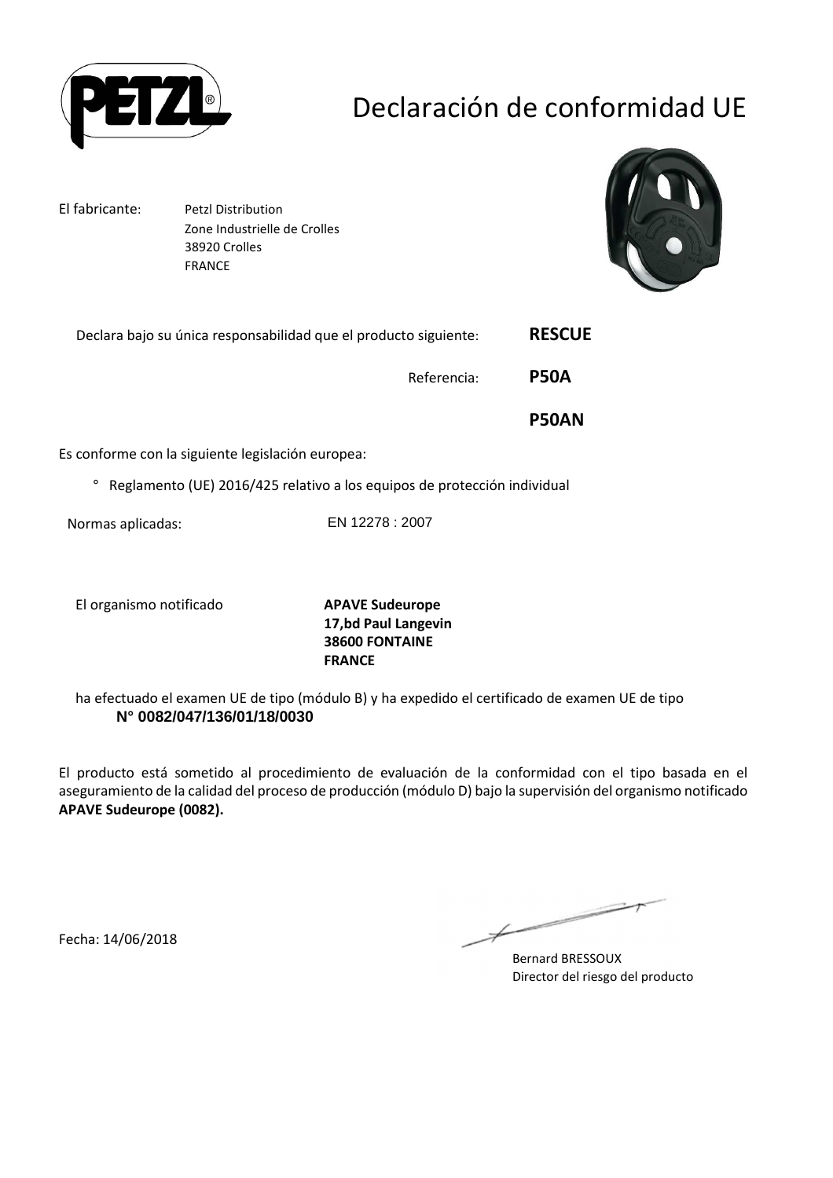# Declaración de conformidad UE

El fabricante: Petzl Distribution
Zone Industrielle de Crolles
38920 Crolles
FRANCE

Declara bajo su única responsabilidad que el producto siguiente: **RESCUE**

Referencia: **P50A**

**P50AN**

Es conforme con la siguiente legislación europea:

° Reglamento (UE) 2016/425 relativo a los equipos de protección individual

Normas aplicadas: EN 12278 : 2007

El organismo notificado **APAVE Sudeurope**
**17,bd Paul Langevin**
**38600 FONTAINE**
**FRANCE**

ha efectuado el examen UE de tipo (módulo B) y ha expedido el certificado de examen UE de tipo
**N° 0082/047/136/01/18/0030**

El producto está sometido al procedimiento de evaluación de la conformidad con el tipo basada en el aseguramiento de la calidad del proceso de producción (módulo D) bajo la supervisión del organismo notificado **APAVE Sudeurope (0082).**

Fecha: 14/06/2018

Bernard BRESSOUX
Director del riesgo del producto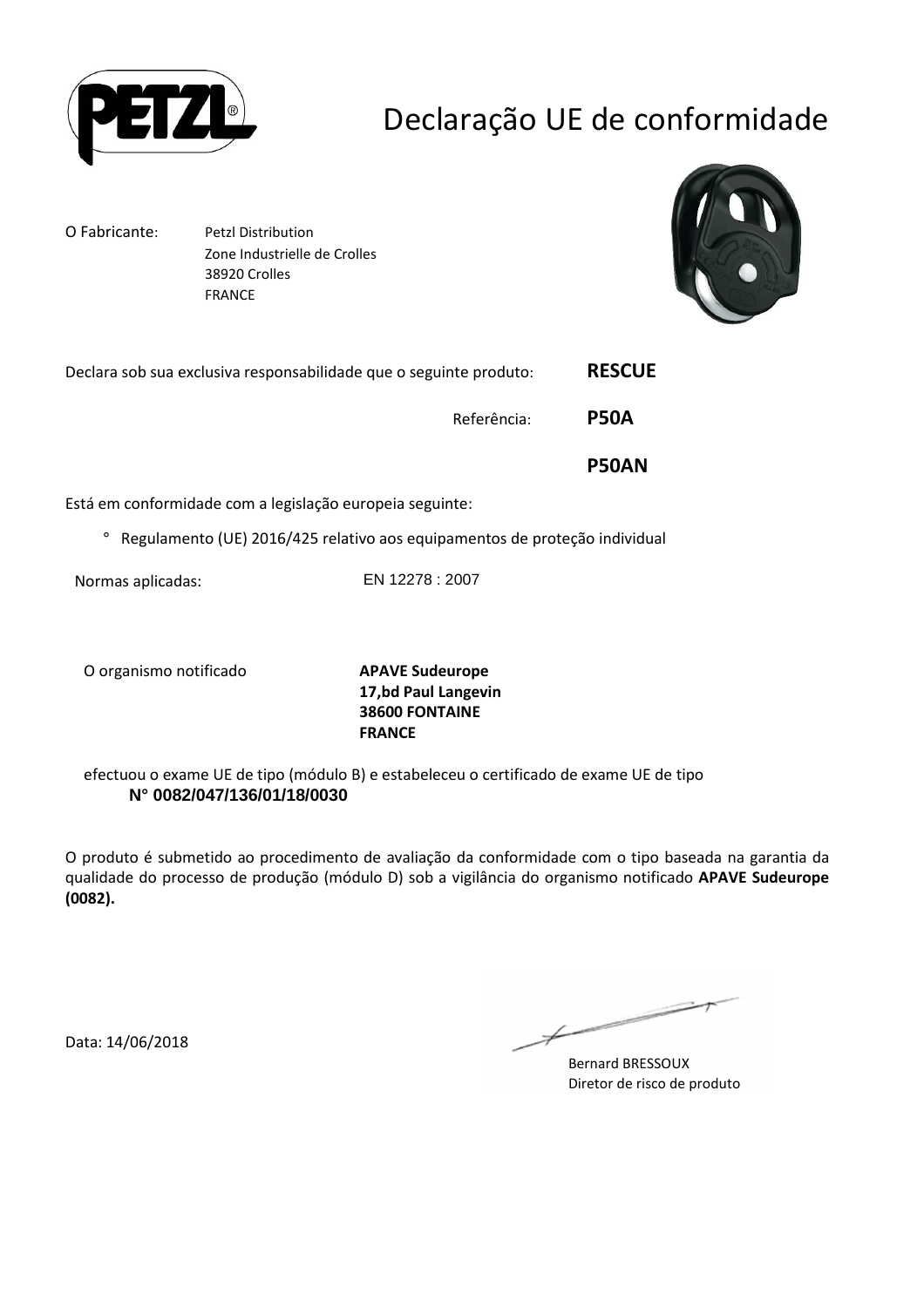# Declaração UE de conformidade

O Fabricante: Petzl Distribution
Zone Industrielle de Crolles
38920 Crolles
FRANCE

Declara sob sua exclusiva responsabilidade que o seguinte produto: **RESCUE**

Referência: **P50A**

**P50AN**

Está em conformidade com a legislação europeia seguinte:

° Regulamento (UE) 2016/425 relativo aos equipamentos de proteção individual

Normas aplicadas: EN 12278 : 2007

O organismo notificado **APAVE Sudeurope**
**17,bd Paul Langevin**
**38600 FONTAINE**
**FRANCE**

efectuou o exame UE de tipo (módulo B) e estabeleceu o certificado de exame UE de tipo
**N° 0082/047/136/01/18/0030**

O produto é submetido ao procedimento de avaliação da conformidade com o tipo baseada na garantia da qualidade do processo de produção (módulo D) sob a vigilância do organismo notificado **APAVE Sudeurope (0082).**

Data: 14/06/2018

Bernard BRESSOUX
Diretor de risco de produto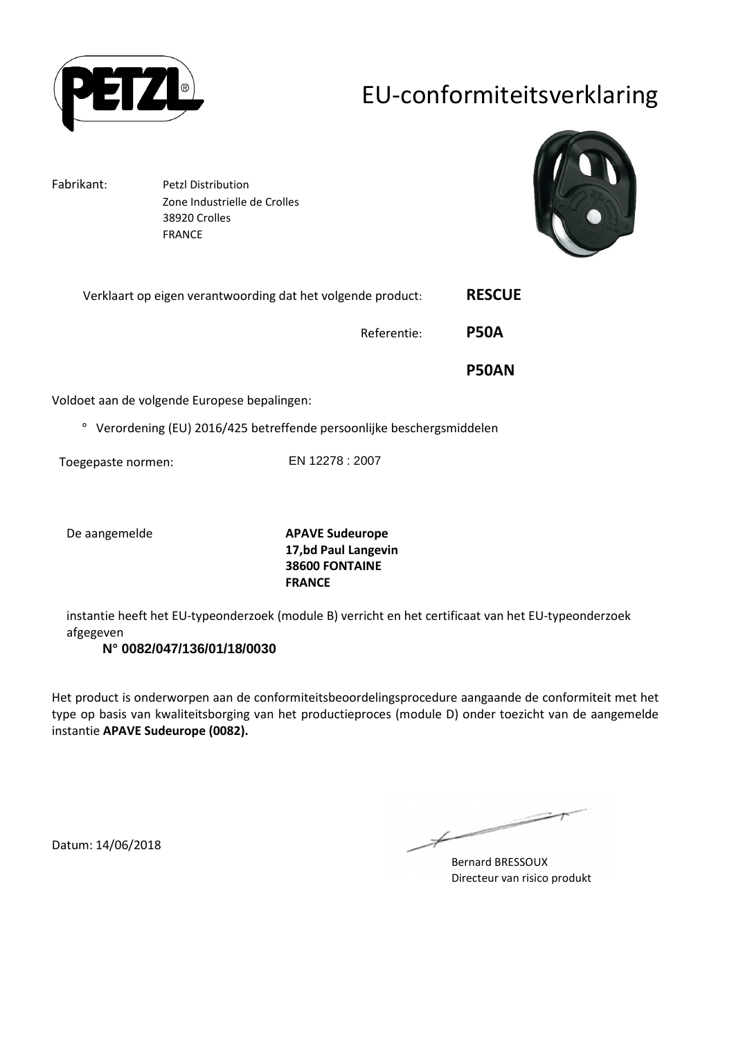# EU-conformiteitsverklaring

Fabrikant: Petzl Distribution
Zone Industrielle de Crolles
38920 Crolles
FRANCE

Verklaart op eigen verantwoording dat het volgende product: **RESCUE**

Referentie: **P50A**

**P50AN**

Voldoet aan de volgende Europese bepalingen:

° Verordening (EU) 2016/425 betreffende persoonlijke beschergsmiddelen

Toegepaste normen: EN 12278 : 2007

De aangemelde **APAVE Sudeurope**
**17,bd Paul Langevin**
**38600 FONTAINE**
**FRANCE**

instantie heeft het EU-typeonderzoek (module B) verricht en het certificaat van het EU-typeonderzoek afgegeven

**N° 0082/047/136/01/18/0030**

Het product is onderworpen aan de conformiteitsbeoordelingsprocedure aangaande de conformiteit met het type op basis van kwaliteitsborging van het productieproces (module D) onder toezicht van de aangemelde instantie **APAVE Sudeurope (0082).**

Datum: 14/06/2018

Bernard BRESSOUX
Directeur van risico produkt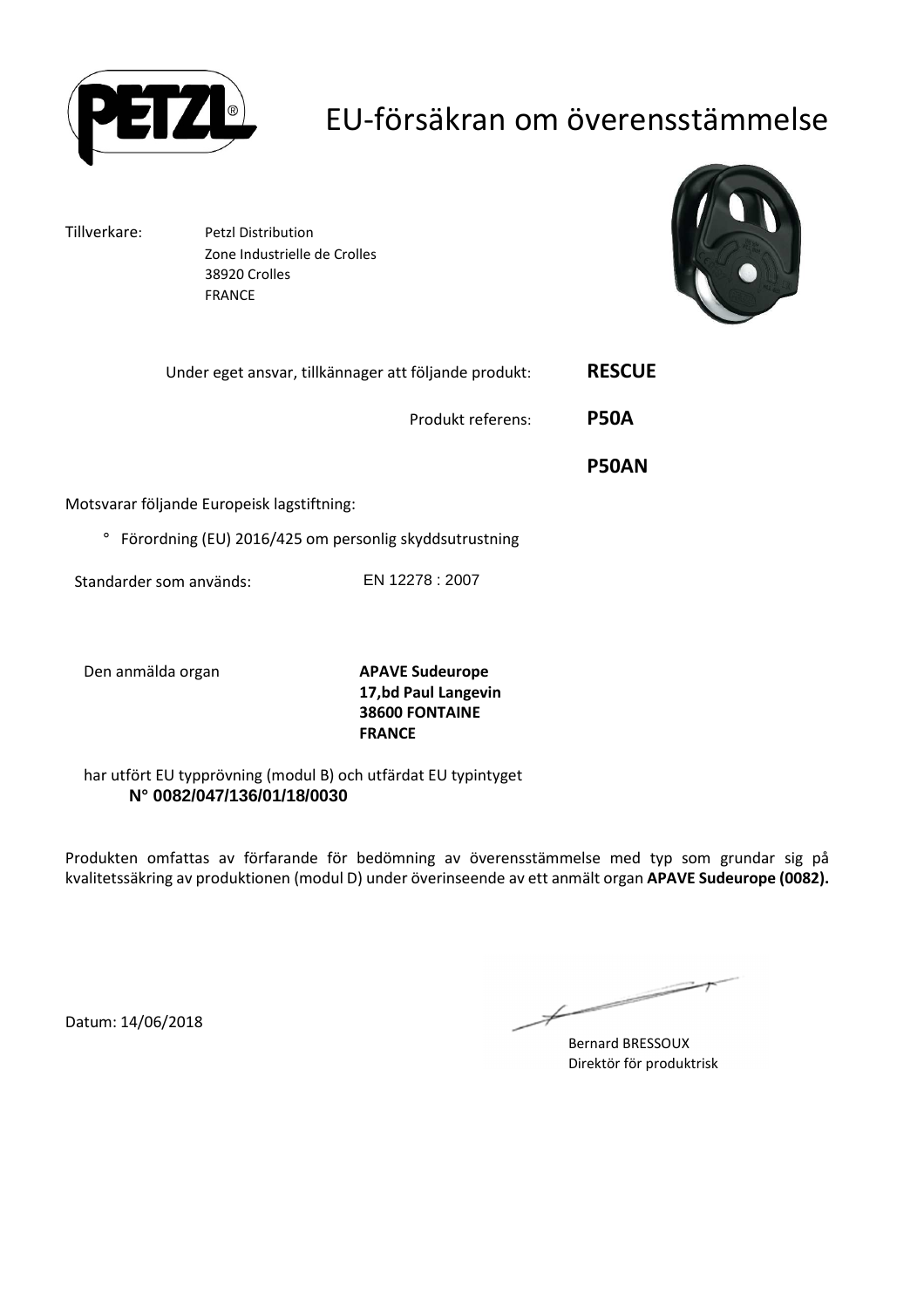# EU-försäkran om överensstämmelse

Tillverkare: Petzl Distribution
Zone Industrielle de Crolles
38920 Crolles
FRANCE

Under eget ansvar, tillkännager att följande produkt: **RESCUE**

Produkt referens: **P50A**

**P50AN**

Motsvarar följande Europeisk lagstiftning:

° Förordning (EU) 2016/425 om personlig skyddsutrustning

Standarder som används: EN 12278 : 2007

Den anmälda organ **APAVE Sudeurope**
**17,bd Paul Langevin**
**38600 FONTAINE**
**FRANCE**

har utfört EU typprövning (modul B) och utfärdat EU typintyget
**N° 0082/047/136/01/18/0030**

Produkten omfattas av förfarande för bedömning av överensstämmelse med typ som grundar sig på kvalitetssäkring av produktionen (modul D) under överinseende av ett anmält organ **APAVE Sudeurope (0082).**

Datum: 14/06/2018

Bernard BRESSOUX
Direktör för produktrisk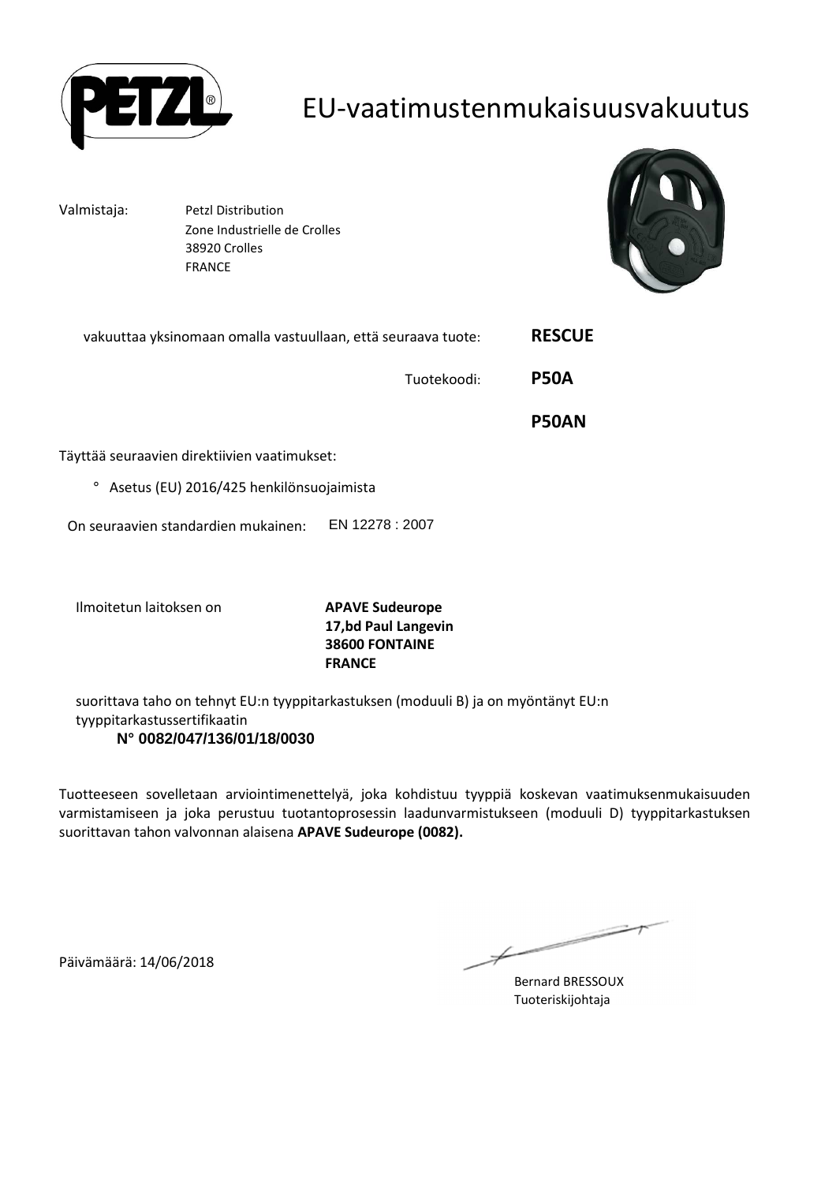# EU-vaatimustenmukaisuusvakuutus

Valmistaja: Petzl Distribution
Zone Industrielle de Crolles
38920 Crolles
FRANCE

vakuuttaa yksinomaan omalla vastuullaan, että seuraava tuote: **RESCUE**

Tuotekoodi: **P50A**

**P50AN**

Täyttää seuraavien direktiivien vaatimukset:

° Asetus (EU) 2016/425 henkilönsuojaimista

On seuraavien standardien mukainen: EN 12278 : 2007

Ilmoitetun laitoksen on

**APAVE Sudeurope**
**17,bd Paul Langevin**
**38600 FONTAINE**
**FRANCE**

suorittava taho on tehnyt EU:n tyyppitarkastuksen (moduuli B) ja on myöntänyt EU:n tyyppitarkastussertifikaatin

**N° 0082/047/136/01/18/0030**

Tuotteeseen sovelletaan arviointimenettelyä, joka kohdistuu tyyppiä koskevan vaatimuksenmukaisuuden varmistamiseen ja joka perustuu tuotantoprosessin laadunvarmistukseen (moduuli D) tyyppitarkastuksen suorittavan tahon valvonnan alaisena **APAVE Sudeurope (0082).**

Päivämäärä: 14/06/2018

Bernard BRESSOUX
Tuoteriskijohtaja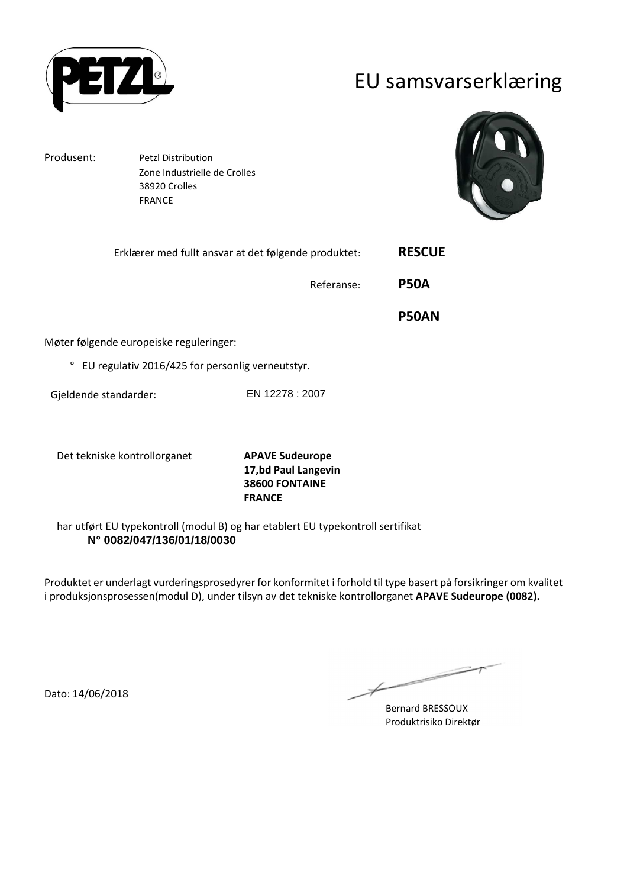# EU samsvarserklæring

Produsent: Petzl Distribution
Zone Industrielle de Crolles
38920 Crolles
FRANCE

Erklærer med fullt ansvar at det følgende produktet: **RESCUE**

Referanse: **P50A**

**P50AN**

Møter følgende europeiske reguleringer:

° EU regulativ 2016/425 for personlig verneutstyr.

Gjeldende standarder: EN 12278 : 2007

Det tekniske kontrollorganet **APAVE Sudeurope**
**17,bd Paul Langevin**
**38600 FONTAINE**
**FRANCE**

har utført EU typekontroll (modul B) og har etablert EU typekontroll sertifikat
**N° 0082/047/136/01/18/0030**

Produktet er underlagt vurderingsprosedyrer for konformitet i forhold til type basert på forsikringer om kvalitet i produksjonsprosessen(modul D), under tilsyn av det tekniske kontrollorganet **APAVE Sudeurope (0082).**

Dato: 14/06/2018

Bernard BRESSOUX
Produktrisiko Direktør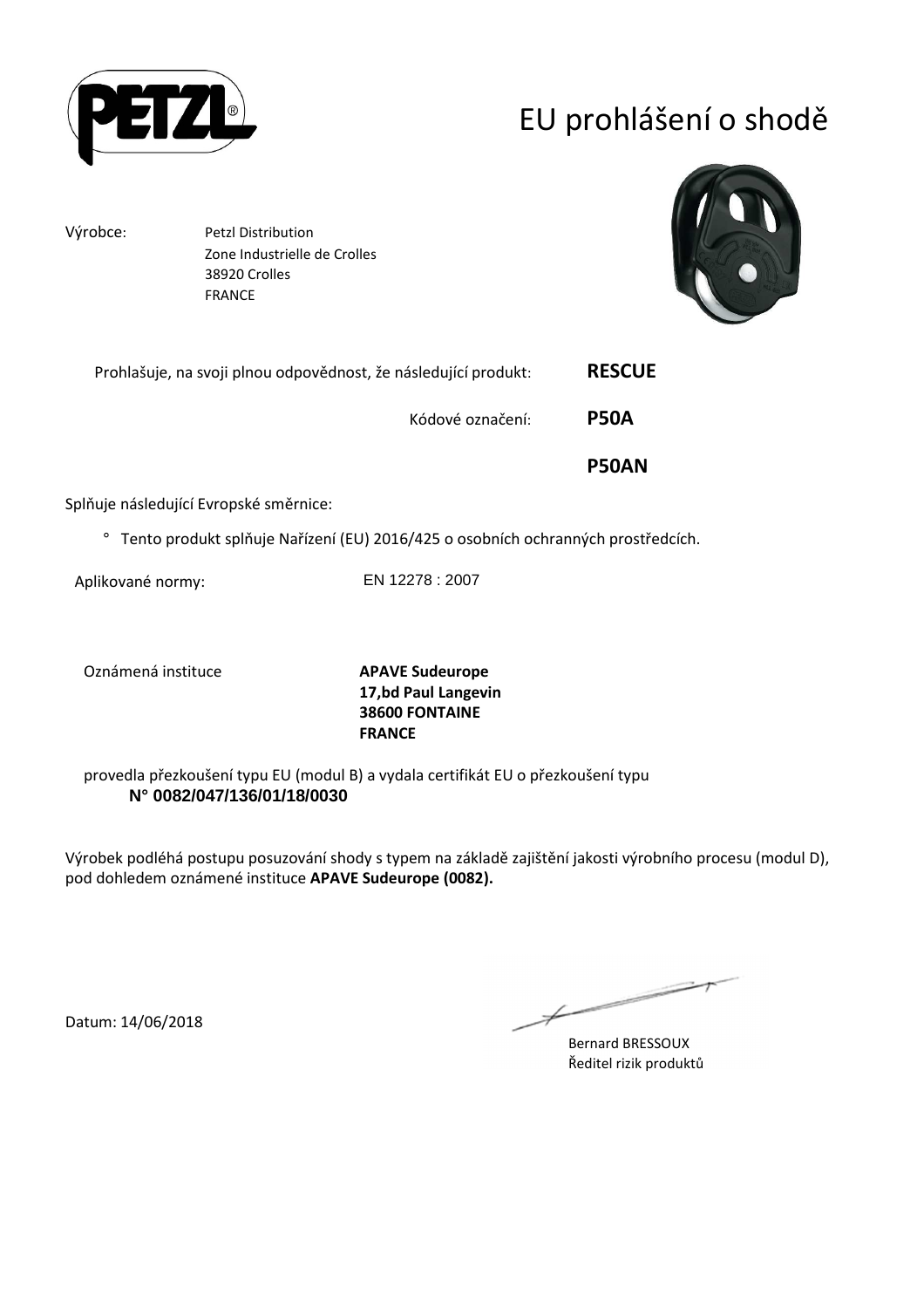# EU prohlášení o shodě

Výrobce: Petzl Distribution
Zone Industrielle de Crolles
38920 Crolles
FRANCE

Prohlašuje, na svoji plnou odpovědnost, že následující produkt: **RESCUE**

Kódové označení: **P50A**

**P50AN**

Splňuje následující Evropské směrnice:

° Tento produkt splňuje Nařízení (EU) 2016/425 o osobních ochranných prostředcích.

Aplikované normy: EN 12278 : 2007

Oznámená instituce **APAVE Sudeurope**
**17,bd Paul Langevin**
**38600 FONTAINE**
**FRANCE**

provedla přezkoušení typu EU (modul B) a vydala certifikát EU o přezkoušení typu
**N° 0082/047/136/01/18/0030**

Výrobek podléhá postupu posuzování shody s typem na základě zajištění jakosti výrobního procesu (modul D), pod dohledem oznámené instituce **APAVE Sudeurope (0082).**

Datum: 14/06/2018

Bernard BRESSOUX
Ředitel rizik produktů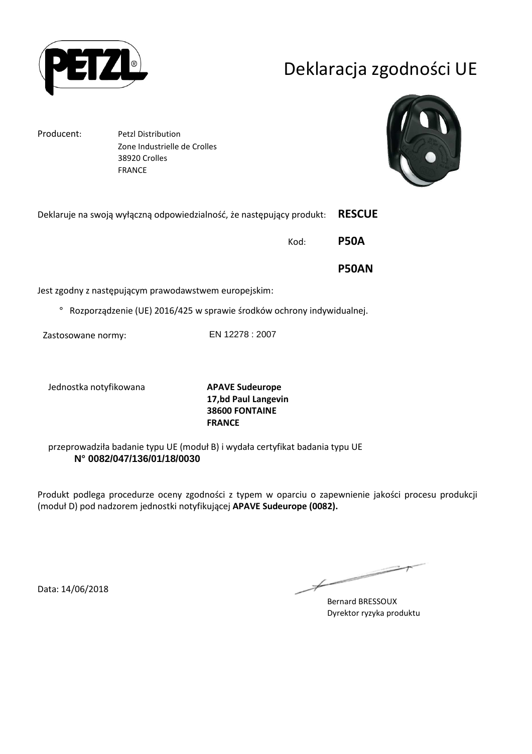# Deklaracja zgodności UE

Producent: Petzl Distribution
Zone Industrielle de Crolles
38920 Crolles
FRANCE

Deklaruje na swoją wyłączną odpowiedzialność, że następujący produkt: **RESCUE**

Kod: **P50A**

**P50AN**

Jest zgodny z następującym prawodawstwem europejskim:

° Rozporządzenie (UE) 2016/425 w sprawie środków ochrony indywidualnej.

Zastosowane normy: EN 12278 : 2007

Jednostka notyfikowana **APAVE Sudeurope**
**17,bd Paul Langevin**
**38600 FONTAINE**
**FRANCE**

przeprowadziła badanie typu UE (moduł B) i wydała certyfikat badania typu UE
**N° 0082/047/136/01/18/0030**

Produkt podlega procedurze oceny zgodności z typem w oparciu o zapewnienie jakości procesu produkcji (moduł D) pod nadzorem jednostki notyfikującej **APAVE Sudeurope (0082).**

Data: 14/06/2018

Bernard BRESSOUX
Dyrektor ryzyka produktu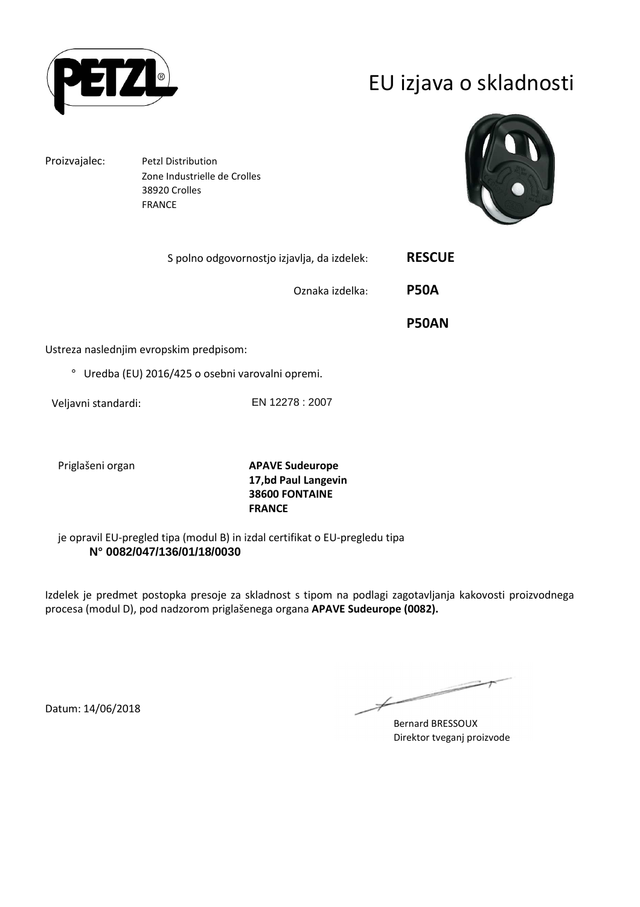# EU izjava o skladnosti

Proizvajalec: Petzl Distribution
Zone Industrielle de Crolles
38920 Crolles
FRANCE

S polno odgovornostjo izjavlja, da izdelek: **RESCUE**

Oznaka izdelka: **P50A**

**P50AN**

Ustreza naslednjim evropskim predpisom:

° Uredba (EU) 2016/425 o osebni varovalni opremi.

Veljavni standardi: EN 12278 : 2007

Priglašeni organ **APAVE Sudeurope**
**17,bd Paul Langevin**
**38600 FONTAINE**
**FRANCE**

je opravil EU-pregled tipa (modul B) in izdal certifikat o EU-pregledu tipa
**N° 0082/047/136/01/18/0030**

Izdelek je predmet postopka presoje za skladnost s tipom na podlagi zagotavljanja kakovosti proizvodnega procesa (modul D), pod nadzorom priglašenega organa **APAVE Sudeurope (0082).**

Datum: 14/06/2018

Bernard BRESSOUX
Direktor tveganj proizvode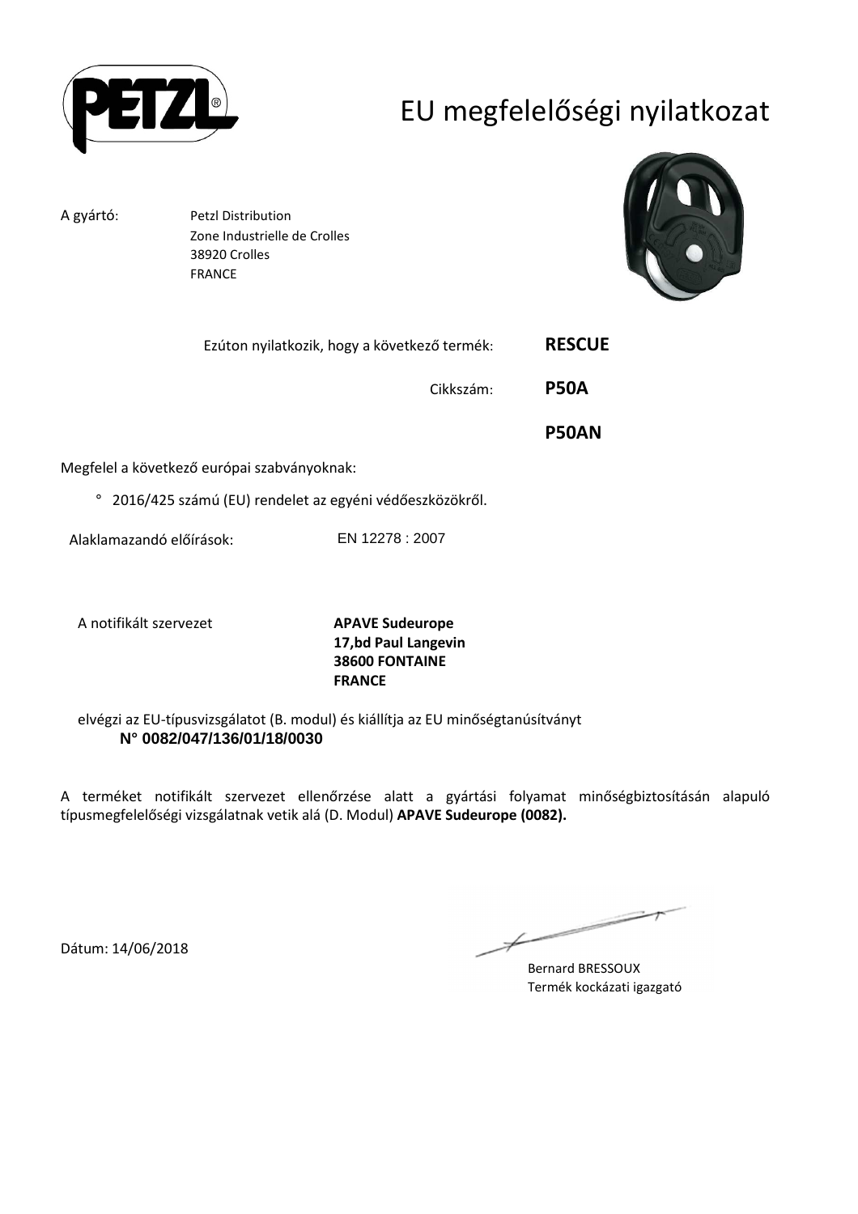# EU megfelelőségi nyilatkozat

A gyártó: Petzl Distribution
Zone Industrielle de Crolles
38920 Crolles
FRANCE

Ezúton nyilatkozik, hogy a következő termék: **RESCUE**

Cikkszám: **P50A**

**P50AN**

Megfelel a következő európai szabványoknak:

° 2016/425 számú (EU) rendelet az egyéni védőeszközökről.

Alaklamazandó előírások: EN 12278 : 2007

A notifikált szervezet **APAVE Sudeurope**
**17,bd Paul Langevin**
**38600 FONTAINE**
**FRANCE**

elvégzi az EU-típusvizsgálatot (B. modul) és kiállítja az EU minőségtanúsítványt
**N° 0082/047/136/01/18/0030**

A terméket notifikált szervezet ellenőrzése alatt a gyártási folyamat minőségbiztosításán alapuló típusmegfelelőségi vizsgálatnak vetik alá (D. Modul) **APAVE Sudeurope (0082).**

Dátum: 14/06/2018

Bernard BRESSOUX
Termék kockázati igazgató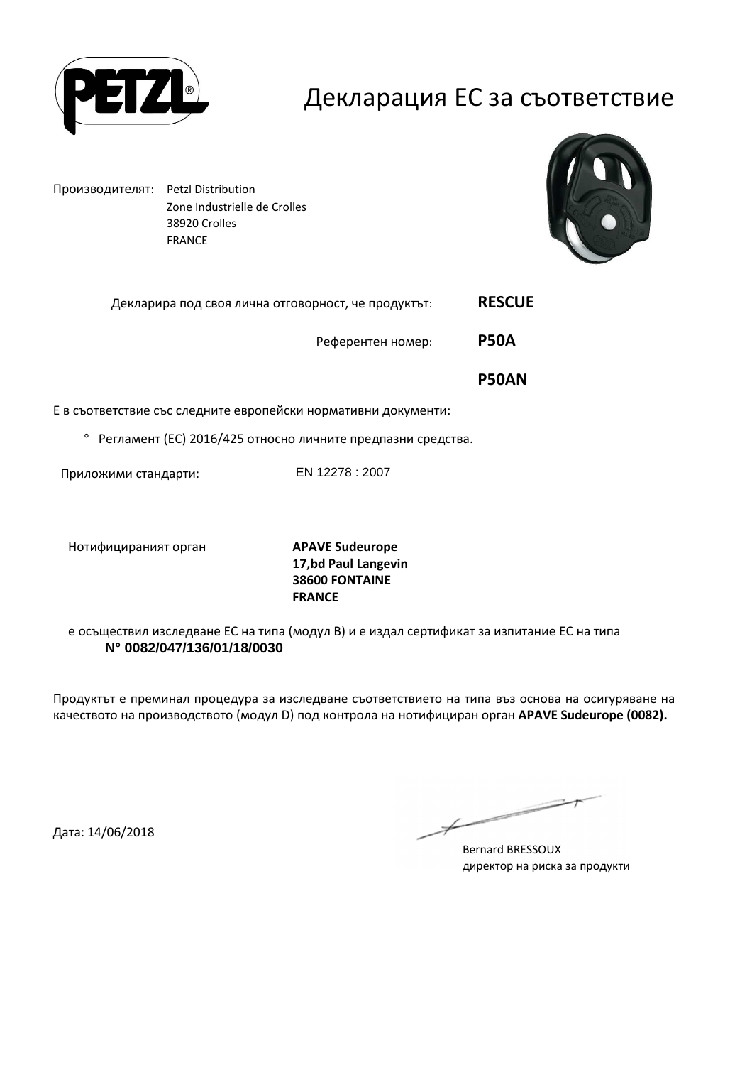# Декларация ЕС за съответствие

Производителят: Petzl Distribution
Zone Industrielle de Crolles
38920 Crolles
FRANCE

Декларира под своя лична отговорност, че продуктът: **RESCUE**

Референтен номер: **P50A**

**P50AN**

Е в съответствие със следните европейски нормативни документи:

° Регламент (ЕС) 2016/425 относно личните предпазни средства.

Приложими стандарти: EN 12278 : 2007

Нотифицираният орган **APAVE Sudeurope**
**17,bd Paul Langevin**
**38600 FONTAINE**
**FRANCE**

е осъществил изследване ЕС на типа (модул B) и е издал сертификат за изпитание ЕС на типа
**N° 0082/047/136/01/18/0030**

Продуктът е преминал процедура за изследване съответствието на типа въз основа на осигуряване на качеството на производството (модул D) под контрола на нотифициран орган **APAVE Sudeurope (0082).**

Дата: 14/06/2018

Bernard BRESSOUX
директор на риска за продукти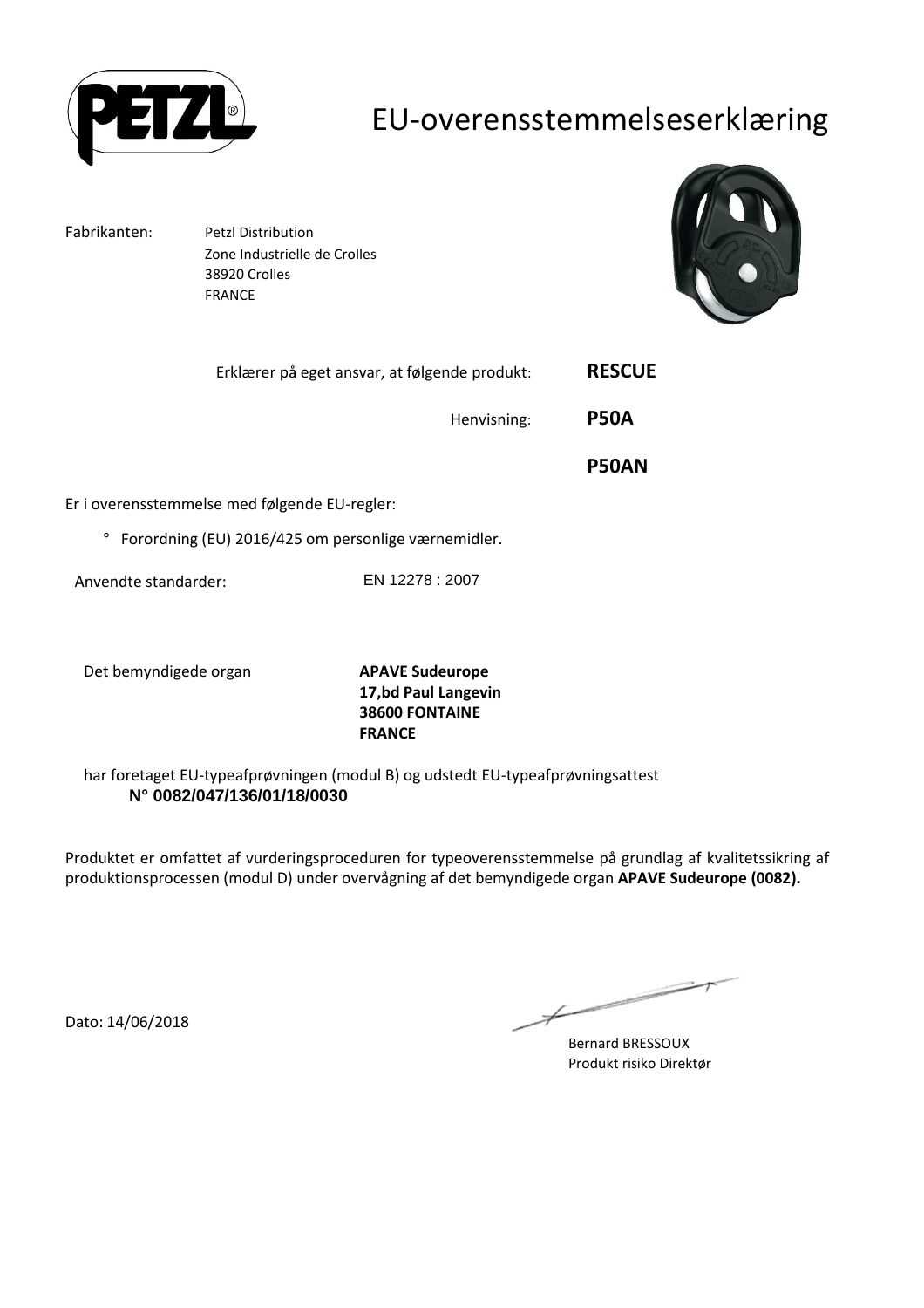# EU-overensstemmelseserklæring

Fabrikanten: Petzl Distribution
Zone Industrielle de Crolles
38920 Crolles
FRANCE

Erklærer på eget ansvar, at følgende produkt: **RESCUE**

Henvisning: **P50A**

**P50AN**

Er i overensstemmelse med følgende EU-regler:

° Forordning (EU) 2016/425 om personlige værnemidler.

Anvendte standarder: EN 12278 : 2007

Det bemyndigede organ **APAVE Sudeurope**
**17,bd Paul Langevin**
**38600 FONTAINE**
**FRANCE**

har foretaget EU-typeafprøvningen (modul B) og udstedt EU-typeafprøvningsattest
**N° 0082/047/136/01/18/0030**

Produktet er omfattet af vurderingsproceduren for typeoverensstemmelse på grundlag af kvalitetssikring af produktionsprocessen (modul D) under overvågning af det bemyndigede organ **APAVE Sudeurope (0082).**

Dato: 14/06/2018

Bernard BRESSOUX
Produkt risiko Direktør